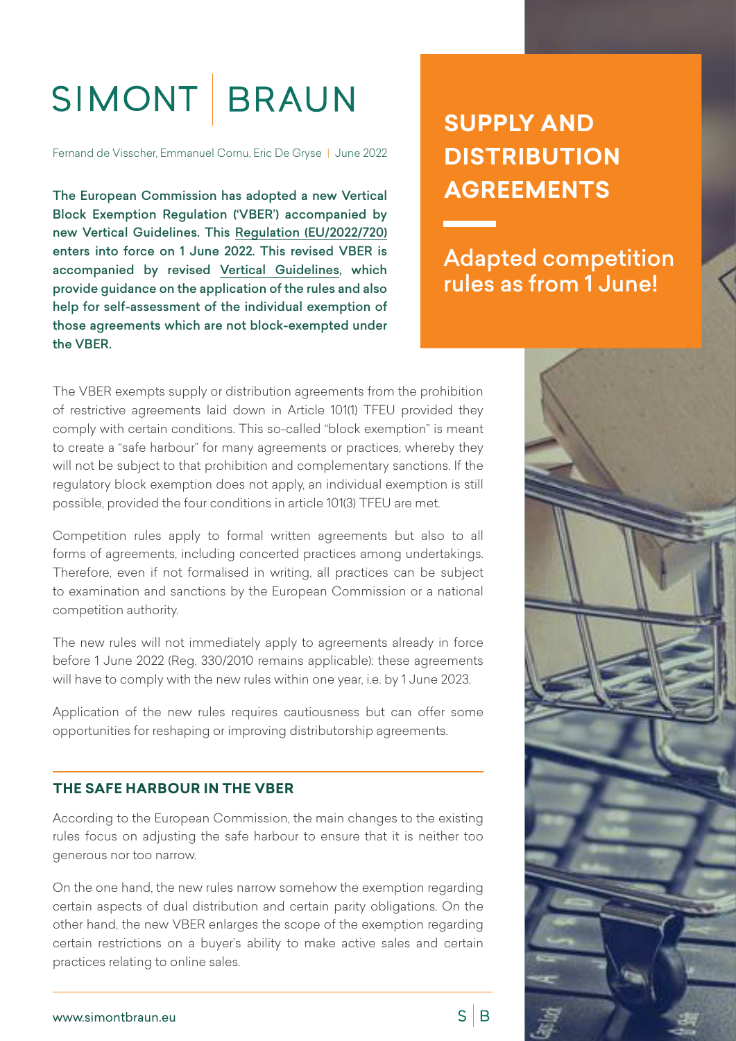SIMONT | BRAUN

Fernand de Visscher, Emmanuel Cornu, Eric De Gryse | June 2022

# SUPPLY AND DISTRIBUTION AGREEMENTS

## Adapted competition rules as from 1 June!

**The European Commission has adopted a new Vertical Block Exemption Regulation ('VBER') accompanied by new Vertical Guidelines. This Regulation (EU/2022/720) enters into force on 1 June 2022. This revised VBER is accompanied by revised Vertical Guidelines, which provide guidance on the application of the rules and also help for self-assessment of the individual exemption of those agreements which are not block-exempted under the VBER.**

The VBER exempts supply or distribution agreements from the prohibition of restrictive agreements laid down in Article 101(1) TFEU provided they comply with certain conditions. This so-called "block exemption" is meant to create a "safe harbour" for many agreements or practices, whereby they will not be subject to that prohibition and complementary sanctions. If the regulatory block exemption does not apply, an individual exemption is still possible, provided the four conditions in article 101(3) TFEU are met.

Competition rules apply to formal written agreements but also to all forms of agreements, including concerted practices among undertakings. Therefore, even if not formalised in writing, all practices can be subject to examination and sanctions by the European Commission or a national competition authority.

The new rules will not immediately apply to agreements already in force before 1 June 2022 (Reg. 330/2010 remains applicable): these agreements will have to comply with the new rules within one year, i.e. by 1 June 2023.

Application of the new rules requires cautiousness but can offer some opportunities for reshaping or improving distributorship agreements.

### THE SAFE HARBOUR IN THE VBER

According to the European Commission, the main changes to the existing rules focus on adjusting the safe harbour to ensure that it is neither too generous nor too narrow.

On the one hand, the new rules narrow somehow the exemption regarding certain aspects of dual distribution and certain parity obligations. On the other hand, the new VBER enlarges the scope of the exemption regarding certain restrictions on a buyer's ability to make active sales and certain practices relating to online sales.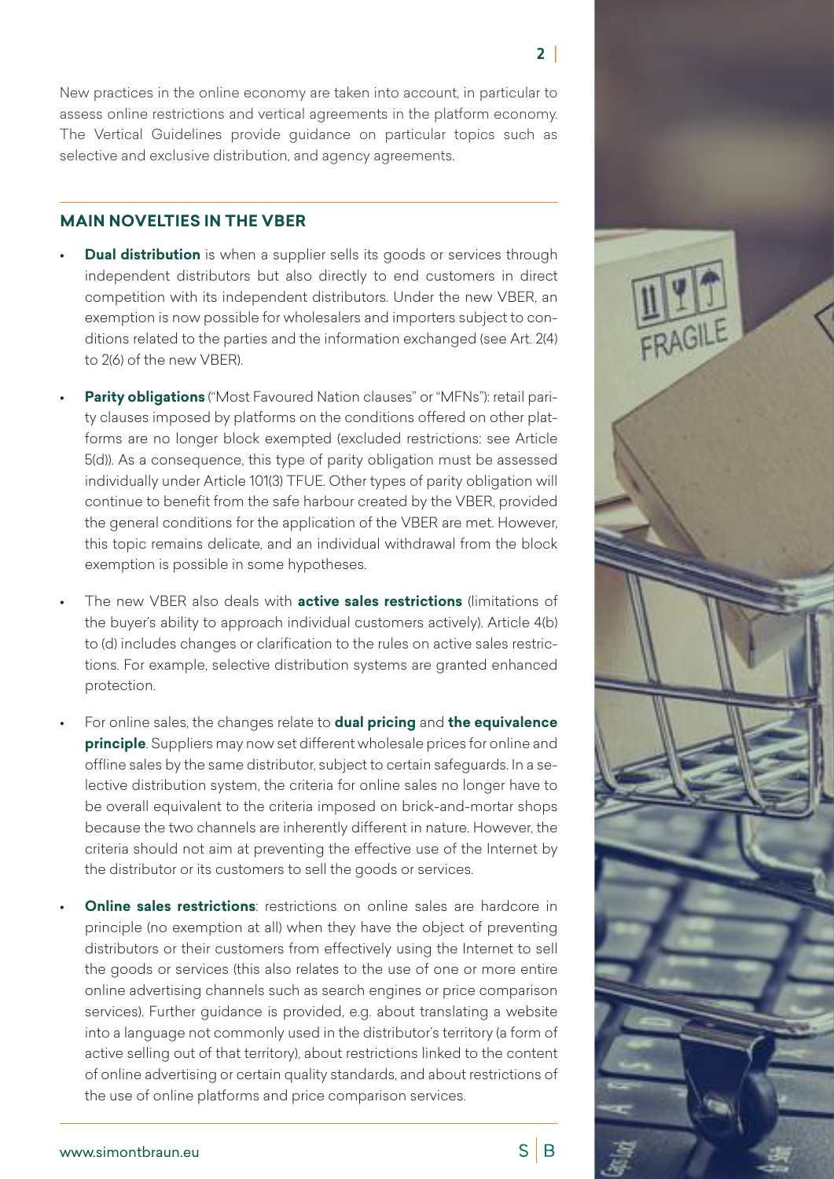New practices in the online economy are taken into account, in particular to assess online restrictions and vertical agreements in the platform economy. The Vertical Guidelines provide guidance on particular topics such as selective and exclusive distribution, and agency agreements.

## MAIN NOVELTIES IN THE VBER

- **Dual distribution** is when a supplier sells its goods or services through independent distributors but also directly to end customers in direct competition with its independent distributors. Under the new VBER, an exemption is now possible for wholesalers and importers subject to conditions related to the parties and the information exchanged (see Art. 2(4) to 2(6) of the new VBER).

- **Parity obligations** ("Most Favoured Nation clauses" or "MFNs"): retail parity clauses imposed by platforms on the conditions offered on other platforms are no longer block exempted (excluded restrictions: see Article 5(d)). As a consequence, this type of parity obligation must be assessed individually under Article 101(3) TFUE. Other types of parity obligation will continue to benefit from the safe harbour created by the VBER, provided the general conditions for the application of the VBER are met. However, this topic remains delicate, and an individual withdrawal from the block exemption is possible in some hypotheses.

- The new VBER also deals with **active sales restrictions** (limitations of the buyer's ability to approach individual customers actively). Article 4(b) to (d) includes changes or clarification to the rules on active sales restrictions. For example, selective distribution systems are granted enhanced protection.

- For online sales, the changes relate to **dual pricing** and **the equivalence principle**. Suppliers may now set different wholesale prices for online and offline sales by the same distributor, subject to certain safeguards. In a selective distribution system, the criteria for online sales no longer have to be overall equivalent to the criteria imposed on brick-and-mortar shops because the two channels are inherently different in nature. However, the criteria should not aim at preventing the effective use of the Internet by the distributor or its customers to sell the goods or services.

- **Online sales restrictions**: restrictions on online sales are hardcore in principle (no exemption at all) when they have the object of preventing distributors or their customers from effectively using the Internet to sell the goods or services (this also relates to the use of one or more entire online advertising channels such as search engines or price comparison services). Further guidance is provided, e.g. about translating a website into a language not commonly used in the distributor's territory (a form of active selling out of that territory), about restrictions linked to the content of online advertising or certain quality standards, and about restrictions of the use of online platforms and price comparison services.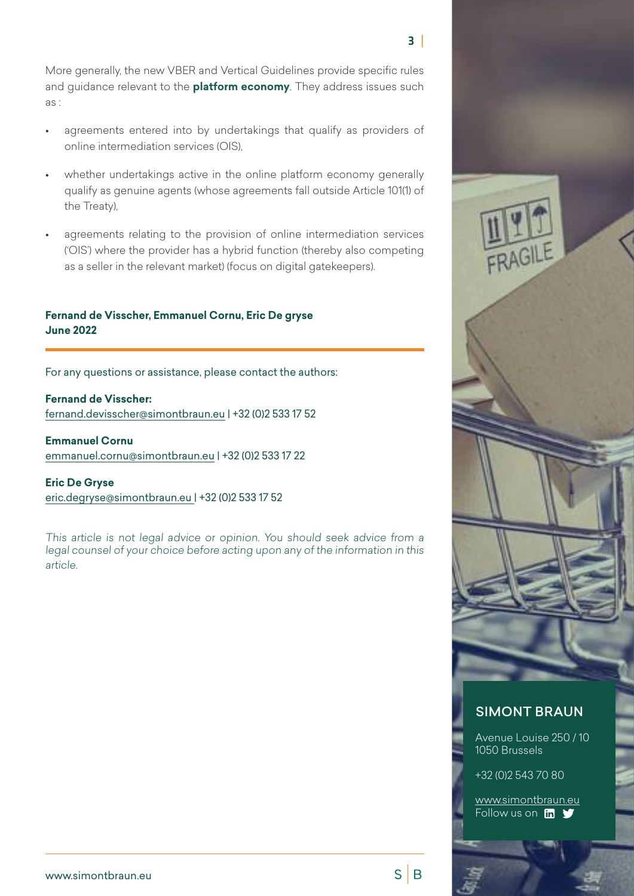More generally, the new VBER and Vertical Guidelines provide specific rules and guidance relevant to the **platform economy**. They address issues such as :

- agreements entered into by undertakings that qualify as providers of online intermediation services (OIS),
- whether undertakings active in the online platform economy generally qualify as genuine agents (whose agreements fall outside Article 101(1) of the Treaty),
- agreements relating to the provision of online intermediation services ('OIS') where the provider has a hybrid function (thereby also competing as a seller in the relevant market) (focus on digital gatekeepers).

**Fernand de Visscher, Emmanuel Cornu, Eric De gryse**
**June 2022**

---

For any questions or assistance, please contact the authors:

**Fernand de Visscher:**
fernand.devisscher@simontbraun.eu | +32 (0)2 533 17 52

**Emmanuel Cornu**
emmanuel.cornu@simontbraun.eu | +32 (0)2 533 17 22

**Eric De Gryse**
eric.degryse@simontbraun.eu | +32 (0)2 533 17 52

*This article is not legal advice or opinion. You should seek advice from a legal counsel of your choice before acting upon any of the information in this article.*

SIMONT BRAUN

Avenue Louise 250 / 10
1050 Brussels

+32 (0)2 543 70 80

www.simontbraun.eu
Follow us on